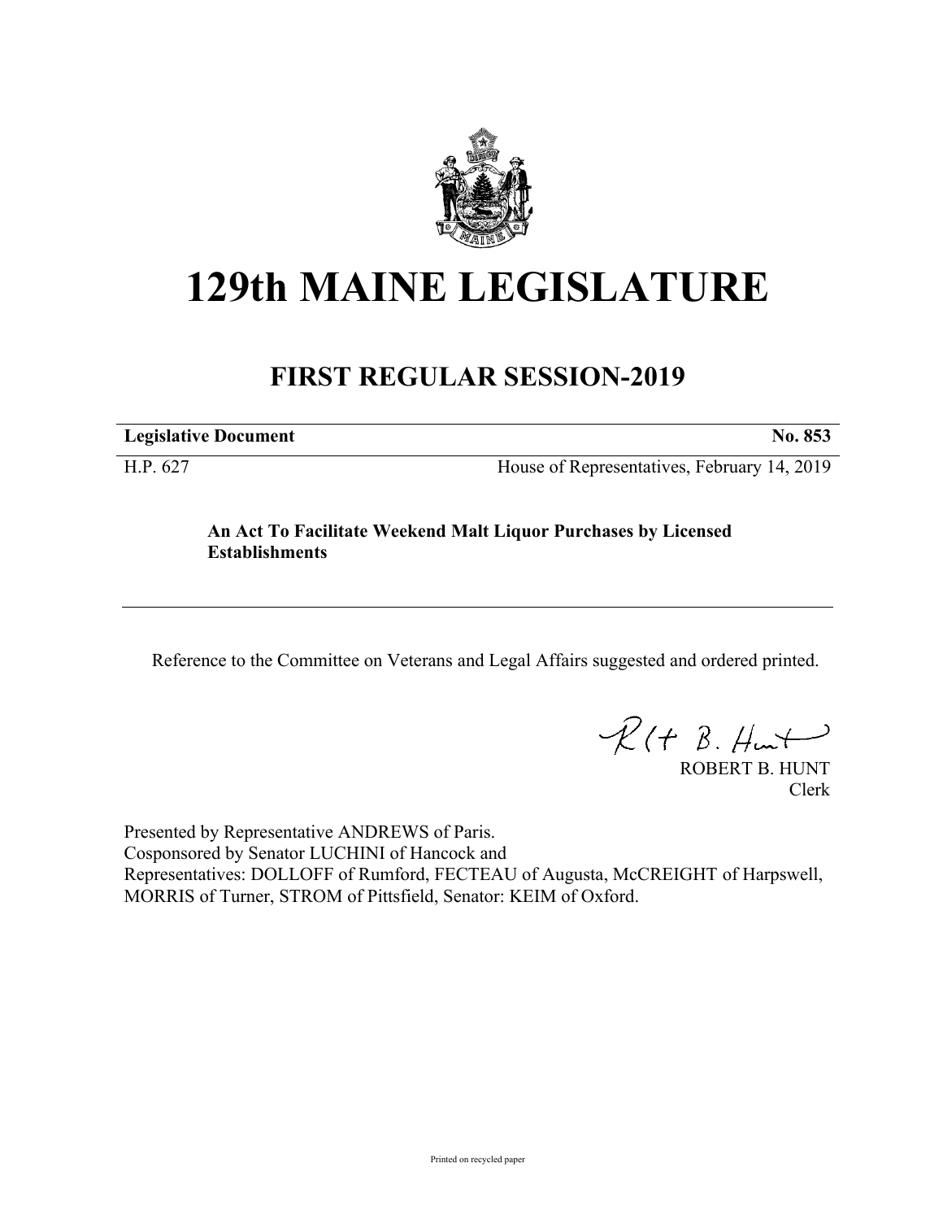# 129th MAINE LEGISLATURE

## FIRST REGULAR SESSION-2019

**Legislative Document** **No. 853**

H.P. 627 House of Representatives, February 14, 2019

**An Act To Facilitate Weekend Malt Liquor Purchases by Licensed Establishments**

Reference to the Committee on Veterans and Legal Affairs suggested and ordered printed.

ROBERT B. HUNT
Clerk

Presented by Representative ANDREWS of Paris.
Cosponsored by Senator LUCHINI of Hancock and
Representatives: DOLLOFF of Rumford, FECTEAU of Augusta, McCREIGHT of Harpswell, MORRIS of Turner, STROM of Pittsfield, Senator: KEIM of Oxford.

Printed on recycled paper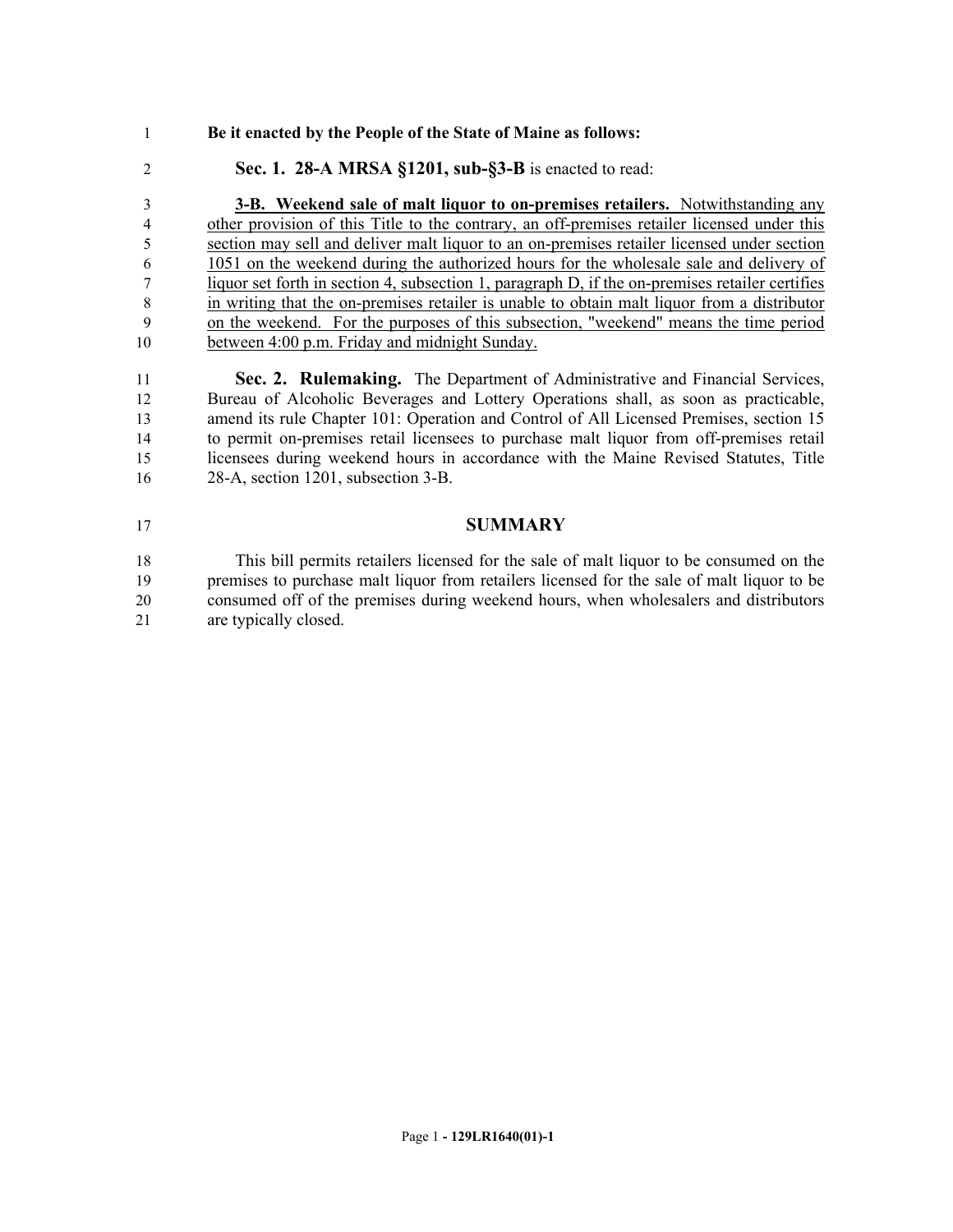**Be it enacted by the People of the State of Maine as follows:**

**Sec. 1. 28-A MRSA §1201, sub-§3-B** is enacted to read:

**3-B. Weekend sale of malt liquor to on-premises retailers.** Notwithstanding any other provision of this Title to the contrary, an off-premises retailer licensed under this section may sell and deliver malt liquor to an on-premises retailer licensed under section 1051 on the weekend during the authorized hours for the wholesale sale and delivery of liquor set forth in section 4, subsection 1, paragraph D, if the on-premises retailer certifies in writing that the on-premises retailer is unable to obtain malt liquor from a distributor on the weekend. For the purposes of this subsection, "weekend" means the time period between 4:00 p.m. Friday and midnight Sunday.

**Sec. 2. Rulemaking.** The Department of Administrative and Financial Services, Bureau of Alcoholic Beverages and Lottery Operations shall, as soon as practicable, amend its rule Chapter 101: Operation and Control of All Licensed Premises, section 15 to permit on-premises retail licensees to purchase malt liquor from off-premises retail licensees during weekend hours in accordance with the Maine Revised Statutes, Title 28-A, section 1201, subsection 3-B.

## SUMMARY

This bill permits retailers licensed for the sale of malt liquor to be consumed on the premises to purchase malt liquor from retailers licensed for the sale of malt liquor to be consumed off of the premises during weekend hours, when wholesalers and distributors are typically closed.